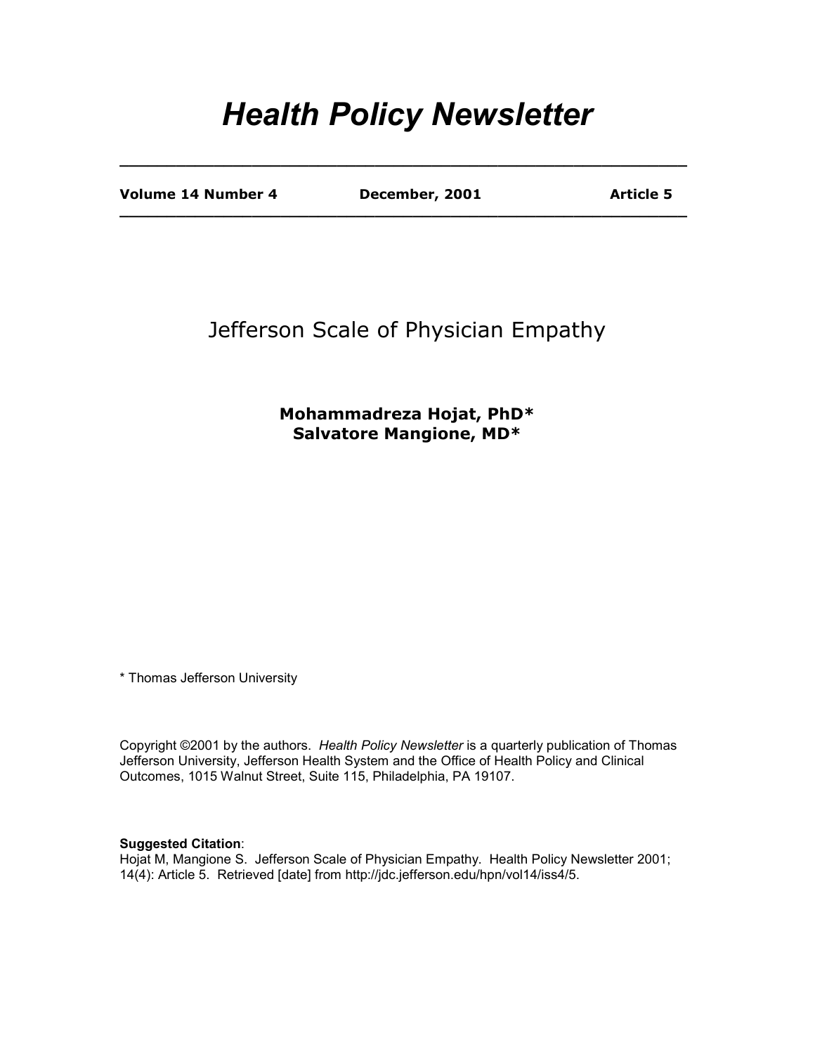# *Health Policy Newsletter*

**Volume 14 Number 4** **December, 2001** **Article 5**

## Jefferson Scale of Physician Empathy

**Mohammadreza Hojat, PhD\***
**Salvatore Mangione, MD\***

\* Thomas Jefferson University

Copyright ©2001 by the authors. *Health Policy Newsletter* is a quarterly publication of Thomas Jefferson University, Jefferson Health System and the Office of Health Policy and Clinical Outcomes, 1015 Walnut Street, Suite 115, Philadelphia, PA 19107.

**Suggested Citation**:
Hojat M, Mangione S. Jefferson Scale of Physician Empathy. Health Policy Newsletter 2001; 14(4): Article 5. Retrieved [date] from http://jdc.jefferson.edu/hpn/vol14/iss4/5.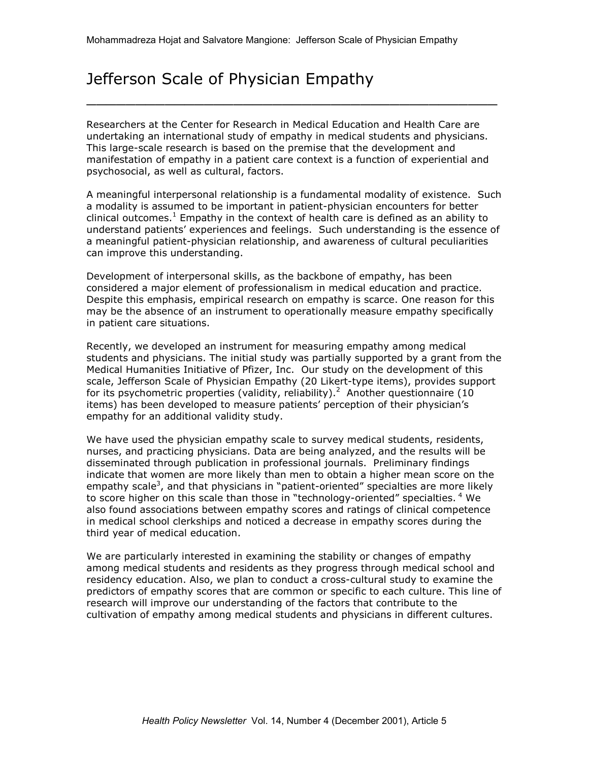# Jefferson Scale of Physician Empathy

Researchers at the Center for Research in Medical Education and Health Care are undertaking an international study of empathy in medical students and physicians. This large-scale research is based on the premise that the development and manifestation of empathy in a patient care context is a function of experiential and psychosocial, as well as cultural, factors.

A meaningful interpersonal relationship is a fundamental modality of existence. Such a modality is assumed to be important in patient-physician encounters for better clinical outcomes.[1] Empathy in the context of health care is defined as an ability to understand patients' experiences and feelings. Such understanding is the essence of a meaningful patient-physician relationship, and awareness of cultural peculiarities can improve this understanding.

Development of interpersonal skills, as the backbone of empathy, has been considered a major element of professionalism in medical education and practice. Despite this emphasis, empirical research on empathy is scarce. One reason for this may be the absence of an instrument to operationally measure empathy specifically in patient care situations.

Recently, we developed an instrument for measuring empathy among medical students and physicians. The initial study was partially supported by a grant from the Medical Humanities Initiative of Pfizer, Inc. Our study on the development of this scale, Jefferson Scale of Physician Empathy (20 Likert-type items), provides support for its psychometric properties (validity, reliability).[2] Another questionnaire (10 items) has been developed to measure patients' perception of their physician's empathy for an additional validity study.

We have used the physician empathy scale to survey medical students, residents, nurses, and practicing physicians. Data are being analyzed, and the results will be disseminated through publication in professional journals. Preliminary findings indicate that women are more likely than men to obtain a higher mean score on the empathy scale[3], and that physicians in "patient-oriented" specialties are more likely to score higher on this scale than those in "technology-oriented" specialties.[4] We also found associations between empathy scores and ratings of clinical competence in medical school clerkships and noticed a decrease in empathy scores during the third year of medical education.

We are particularly interested in examining the stability or changes of empathy among medical students and residents as they progress through medical school and residency education. Also, we plan to conduct a cross-cultural study to examine the predictors of empathy scores that are common or specific to each culture. This line of research will improve our understanding of the factors that contribute to the cultivation of empathy among medical students and physicians in different cultures.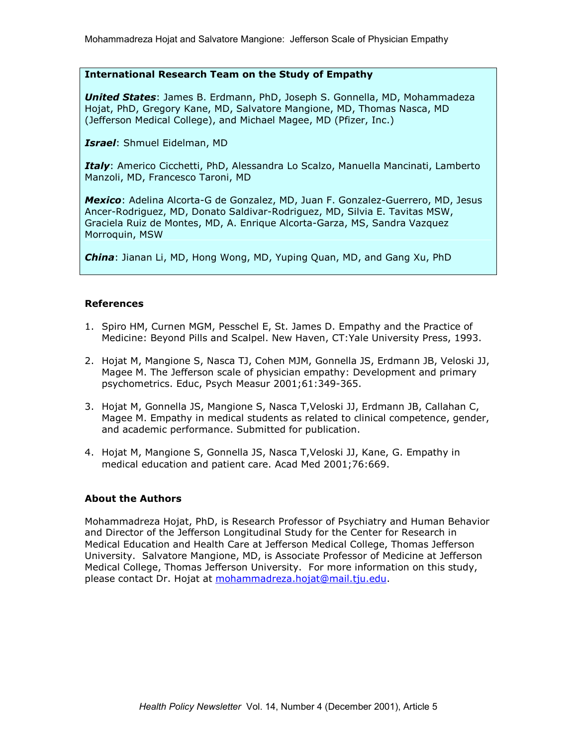**International Research Team on the Study of Empathy**

***United States***: James B. Erdmann, PhD, Joseph S. Gonnella, MD, Mohammadeza Hojat, PhD, Gregory Kane, MD, Salvatore Mangione, MD, Thomas Nasca, MD (Jefferson Medical College), and Michael Magee, MD (Pfizer, Inc.)

***Israel***: Shmuel Eidelman, MD

***Italy***: Americo Cicchetti, PhD, Alessandra Lo Scalzo, Manuella Mancinati, Lamberto Manzoli, MD, Francesco Taroni, MD

***Mexico***: Adelina Alcorta-G de Gonzalez, MD, Juan F. Gonzalez-Guerrero, MD, Jesus Ancer-Rodriguez, MD, Donato Saldivar-Rodriguez, MD, Silvia E. Tavitas MSW, Graciela Ruiz de Montes, MD, A. Enrique Alcorta-Garza, MS, Sandra Vazquez Morroquin, MSW

***China***: Jianan Li, MD, Hong Wong, MD, Yuping Quan, MD, and Gang Xu, PhD

### References

1. Spiro HM, Curnen MGM, Pesschel E, St. James D. Empathy and the Practice of Medicine: Beyond Pills and Scalpel. New Haven, CT:Yale University Press, 1993.

2. Hojat M, Mangione S, Nasca TJ, Cohen MJM, Gonnella JS, Erdmann JB, Veloski JJ, Magee M. The Jefferson scale of physician empathy: Development and primary psychometrics. Educ, Psych Measur 2001;61:349-365.

3. Hojat M, Gonnella JS, Mangione S, Nasca T,Veloski JJ, Erdmann JB, Callahan C, Magee M. Empathy in medical students as related to clinical competence, gender, and academic performance. Submitted for publication.

4. Hojat M, Mangione S, Gonnella JS, Nasca T,Veloski JJ, Kane, G. Empathy in medical education and patient care. Acad Med 2001;76:669.

### About the Authors

Mohammadreza Hojat, PhD, is Research Professor of Psychiatry and Human Behavior and Director of the Jefferson Longitudinal Study for the Center for Research in Medical Education and Health Care at Jefferson Medical College, Thomas Jefferson University. Salvatore Mangione, MD, is Associate Professor of Medicine at Jefferson Medical College, Thomas Jefferson University. For more information on this study, please contact Dr. Hojat at mohammadreza.hojat@mail.tju.edu.